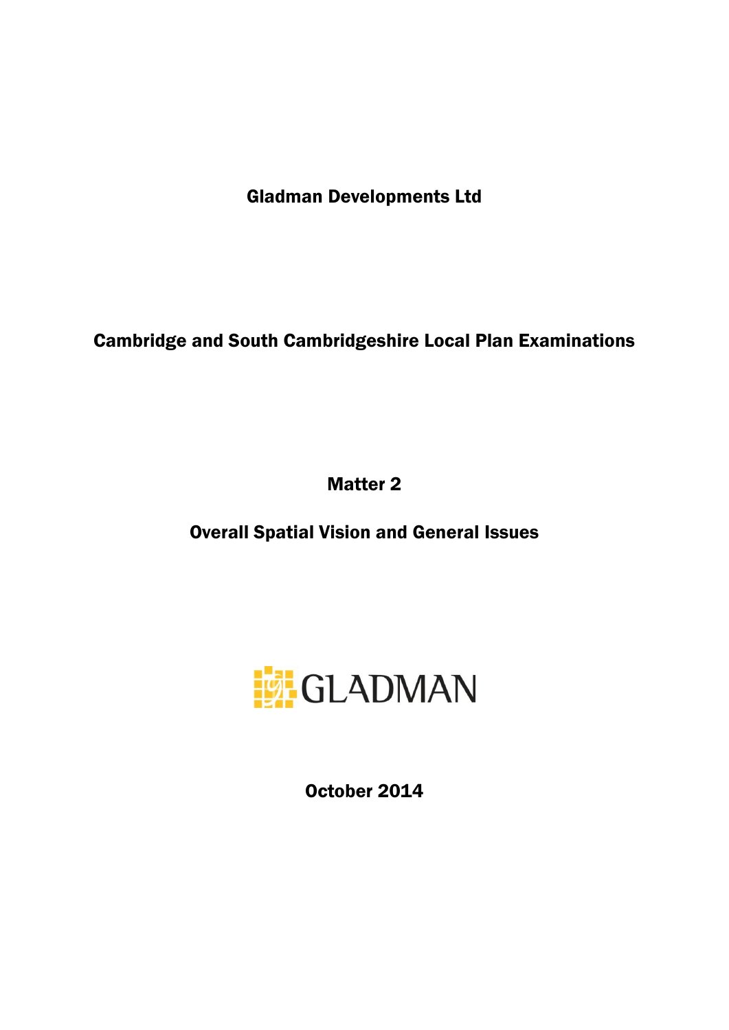# Gladman Developments Ltd

# Cambridge and South Cambridgeshire Local Plan Examinations

## Matter 2

## Overall Spatial Vision and General Issues

GLADMAN

October 2014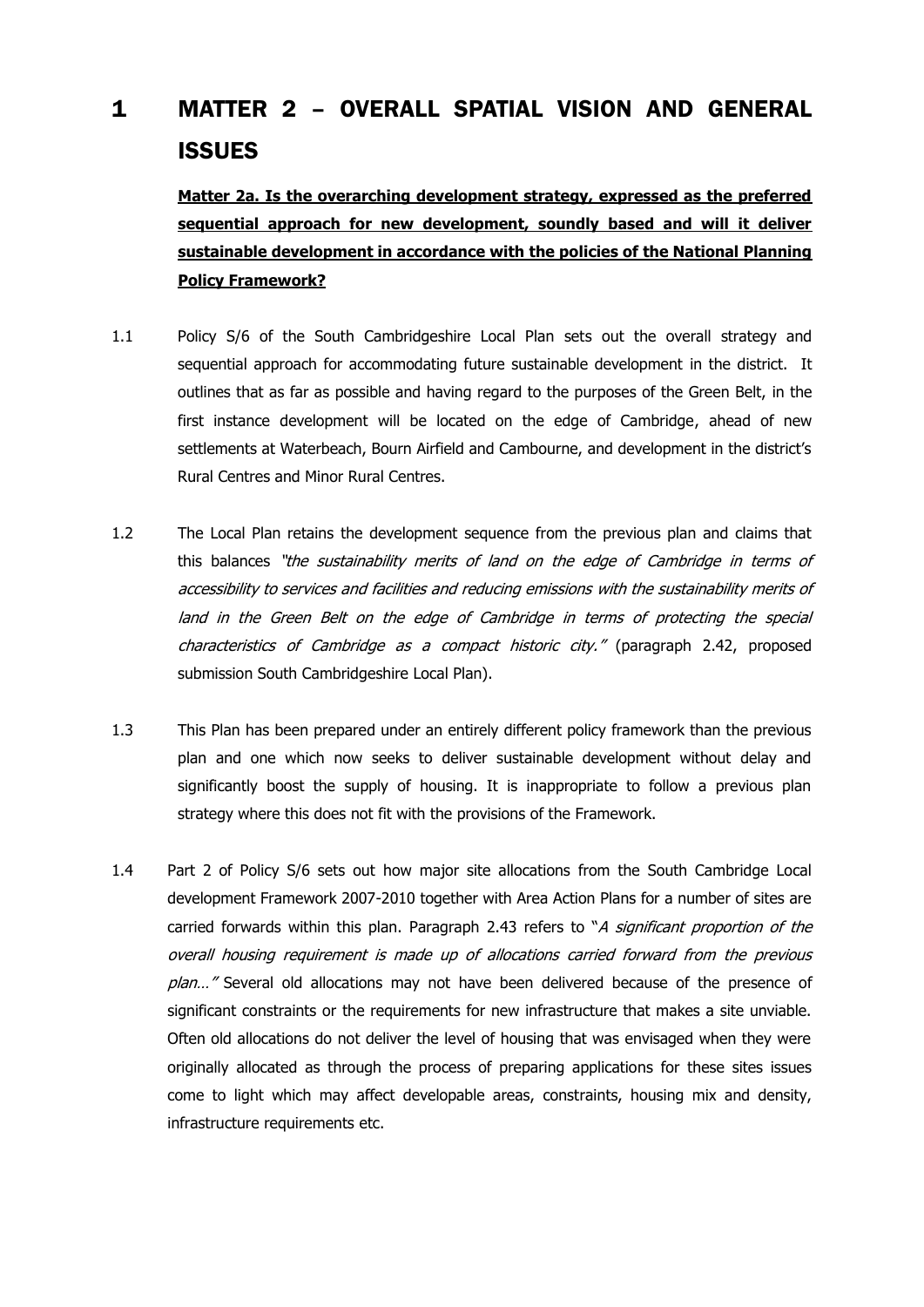# 1 MATTER 2 – OVERALL SPATIAL VISION AND GENERAL ISSUES

**Matter 2a. Is the overarching development strategy, expressed as the preferred sequential approach for new development, soundly based and will it deliver sustainable development in accordance with the policies of the National Planning Policy Framework?**

1.1 Policy S/6 of the South Cambridgeshire Local Plan sets out the overall strategy and sequential approach for accommodating future sustainable development in the district. It outlines that as far as possible and having regard to the purposes of the Green Belt, in the first instance development will be located on the edge of Cambridge, ahead of new settlements at Waterbeach, Bourn Airfield and Cambourne, and development in the district's Rural Centres and Minor Rural Centres.

1.2 The Local Plan retains the development sequence from the previous plan and claims that this balances *"the sustainability merits of land on the edge of Cambridge in terms of accessibility to services and facilities and reducing emissions with the sustainability merits of land in the Green Belt on the edge of Cambridge in terms of protecting the special characteristics of Cambridge as a compact historic city."* (paragraph 2.42, proposed submission South Cambridgeshire Local Plan).

1.3 This Plan has been prepared under an entirely different policy framework than the previous plan and one which now seeks to deliver sustainable development without delay and significantly boost the supply of housing. It is inappropriate to follow a previous plan strategy where this does not fit with the provisions of the Framework.

1.4 Part 2 of Policy S/6 sets out how major site allocations from the South Cambridge Local development Framework 2007-2010 together with Area Action Plans for a number of sites are carried forwards within this plan. Paragraph 2.43 refers to "*A significant proportion of the overall housing requirement is made up of allocations carried forward from the previous plan…"* Several old allocations may not have been delivered because of the presence of significant constraints or the requirements for new infrastructure that makes a site unviable. Often old allocations do not deliver the level of housing that was envisaged when they were originally allocated as through the process of preparing applications for these sites issues come to light which may affect developable areas, constraints, housing mix and density, infrastructure requirements etc.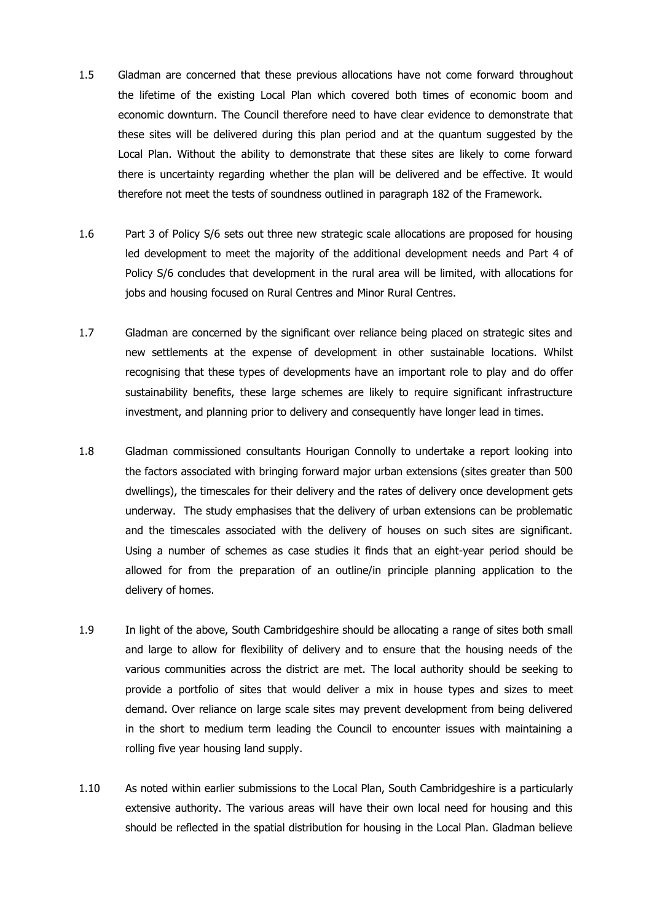1.5 Gladman are concerned that these previous allocations have not come forward throughout the lifetime of the existing Local Plan which covered both times of economic boom and economic downturn. The Council therefore need to have clear evidence to demonstrate that these sites will be delivered during this plan period and at the quantum suggested by the Local Plan. Without the ability to demonstrate that these sites are likely to come forward there is uncertainty regarding whether the plan will be delivered and be effective. It would therefore not meet the tests of soundness outlined in paragraph 182 of the Framework.

1.6 Part 3 of Policy S/6 sets out three new strategic scale allocations are proposed for housing led development to meet the majority of the additional development needs and Part 4 of Policy S/6 concludes that development in the rural area will be limited, with allocations for jobs and housing focused on Rural Centres and Minor Rural Centres.

1.7 Gladman are concerned by the significant over reliance being placed on strategic sites and new settlements at the expense of development in other sustainable locations. Whilst recognising that these types of developments have an important role to play and do offer sustainability benefits, these large schemes are likely to require significant infrastructure investment, and planning prior to delivery and consequently have longer lead in times.

1.8 Gladman commissioned consultants Hourigan Connolly to undertake a report looking into the factors associated with bringing forward major urban extensions (sites greater than 500 dwellings), the timescales for their delivery and the rates of delivery once development gets underway. The study emphasises that the delivery of urban extensions can be problematic and the timescales associated with the delivery of houses on such sites are significant. Using a number of schemes as case studies it finds that an eight-year period should be allowed for from the preparation of an outline/in principle planning application to the delivery of homes.

1.9 In light of the above, South Cambridgeshire should be allocating a range of sites both small and large to allow for flexibility of delivery and to ensure that the housing needs of the various communities across the district are met. The local authority should be seeking to provide a portfolio of sites that would deliver a mix in house types and sizes to meet demand. Over reliance on large scale sites may prevent development from being delivered in the short to medium term leading the Council to encounter issues with maintaining a rolling five year housing land supply.

1.10 As noted within earlier submissions to the Local Plan, South Cambridgeshire is a particularly extensive authority. The various areas will have their own local need for housing and this should be reflected in the spatial distribution for housing in the Local Plan. Gladman believe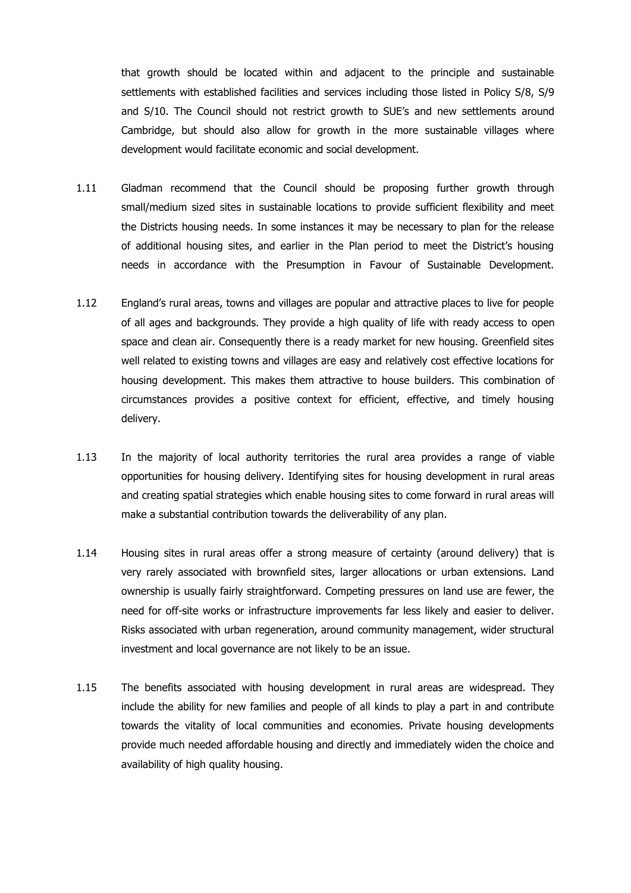that growth should be located within and adjacent to the principle and sustainable settlements with established facilities and services including those listed in Policy S/8, S/9 and S/10. The Council should not restrict growth to SUE's and new settlements around Cambridge, but should also allow for growth in the more sustainable villages where development would facilitate economic and social development.

1.11 Gladman recommend that the Council should be proposing further growth through small/medium sized sites in sustainable locations to provide sufficient flexibility and meet the Districts housing needs. In some instances it may be necessary to plan for the release of additional housing sites, and earlier in the Plan period to meet the District's housing needs in accordance with the Presumption in Favour of Sustainable Development.

1.12 England's rural areas, towns and villages are popular and attractive places to live for people of all ages and backgrounds. They provide a high quality of life with ready access to open space and clean air. Consequently there is a ready market for new housing. Greenfield sites well related to existing towns and villages are easy and relatively cost effective locations for housing development. This makes them attractive to house builders. This combination of circumstances provides a positive context for efficient, effective, and timely housing delivery.

1.13 In the majority of local authority territories the rural area provides a range of viable opportunities for housing delivery. Identifying sites for housing development in rural areas and creating spatial strategies which enable housing sites to come forward in rural areas will make a substantial contribution towards the deliverability of any plan.

1.14 Housing sites in rural areas offer a strong measure of certainty (around delivery) that is very rarely associated with brownfield sites, larger allocations or urban extensions. Land ownership is usually fairly straightforward. Competing pressures on land use are fewer, the need for off-site works or infrastructure improvements far less likely and easier to deliver. Risks associated with urban regeneration, around community management, wider structural investment and local governance are not likely to be an issue.

1.15 The benefits associated with housing development in rural areas are widespread. They include the ability for new families and people of all kinds to play a part in and contribute towards the vitality of local communities and economies. Private housing developments provide much needed affordable housing and directly and immediately widen the choice and availability of high quality housing.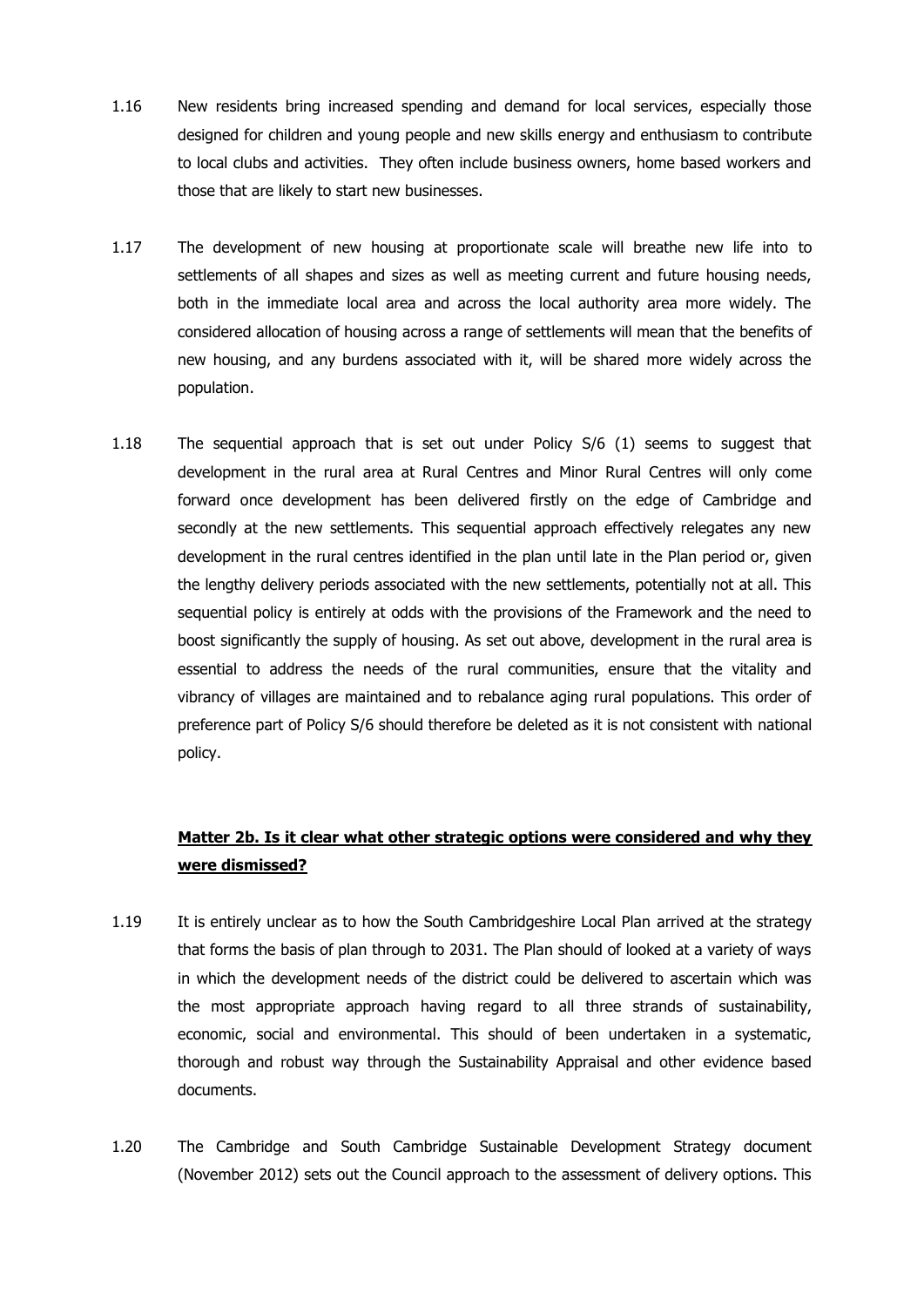1.16 New residents bring increased spending and demand for local services, especially those designed for children and young people and new skills energy and enthusiasm to contribute to local clubs and activities. They often include business owners, home based workers and those that are likely to start new businesses.

1.17 The development of new housing at proportionate scale will breathe new life into to settlements of all shapes and sizes as well as meeting current and future housing needs, both in the immediate local area and across the local authority area more widely. The considered allocation of housing across a range of settlements will mean that the benefits of new housing, and any burdens associated with it, will be shared more widely across the population.

1.18 The sequential approach that is set out under Policy S/6 (1) seems to suggest that development in the rural area at Rural Centres and Minor Rural Centres will only come forward once development has been delivered firstly on the edge of Cambridge and secondly at the new settlements. This sequential approach effectively relegates any new development in the rural centres identified in the plan until late in the Plan period or, given the lengthy delivery periods associated with the new settlements, potentially not at all. This sequential policy is entirely at odds with the provisions of the Framework and the need to boost significantly the supply of housing. As set out above, development in the rural area is essential to address the needs of the rural communities, ensure that the vitality and vibrancy of villages are maintained and to rebalance aging rural populations. This order of preference part of Policy S/6 should therefore be deleted as it is not consistent with national policy.

## **Matter 2b. Is it clear what other strategic options were considered and why they were dismissed?**

1.19 It is entirely unclear as to how the South Cambridgeshire Local Plan arrived at the strategy that forms the basis of plan through to 2031. The Plan should of looked at a variety of ways in which the development needs of the district could be delivered to ascertain which was the most appropriate approach having regard to all three strands of sustainability, economic, social and environmental. This should of been undertaken in a systematic, thorough and robust way through the Sustainability Appraisal and other evidence based documents.

1.20 The Cambridge and South Cambridge Sustainable Development Strategy document (November 2012) sets out the Council approach to the assessment of delivery options. This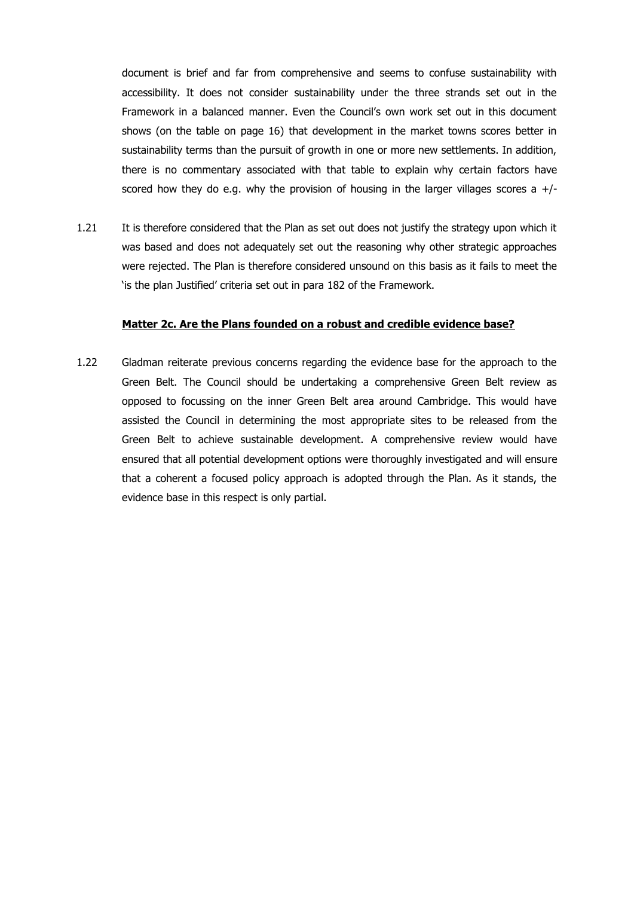document is brief and far from comprehensive and seems to confuse sustainability with accessibility. It does not consider sustainability under the three strands set out in the Framework in a balanced manner. Even the Council's own work set out in this document shows (on the table on page 16) that development in the market towns scores better in sustainability terms than the pursuit of growth in one or more new settlements. In addition, there is no commentary associated with that table to explain why certain factors have scored how they do e.g. why the provision of housing in the larger villages scores a +/-

1.21 It is therefore considered that the Plan as set out does not justify the strategy upon which it was based and does not adequately set out the reasoning why other strategic approaches were rejected. The Plan is therefore considered unsound on this basis as it fails to meet the 'is the plan Justified' criteria set out in para 182 of the Framework.

**Matter 2c. Are the Plans founded on a robust and credible evidence base?**

1.22 Gladman reiterate previous concerns regarding the evidence base for the approach to the Green Belt. The Council should be undertaking a comprehensive Green Belt review as opposed to focussing on the inner Green Belt area around Cambridge. This would have assisted the Council in determining the most appropriate sites to be released from the Green Belt to achieve sustainable development. A comprehensive review would have ensured that all potential development options were thoroughly investigated and will ensure that a coherent a focused policy approach is adopted through the Plan. As it stands, the evidence base in this respect is only partial.